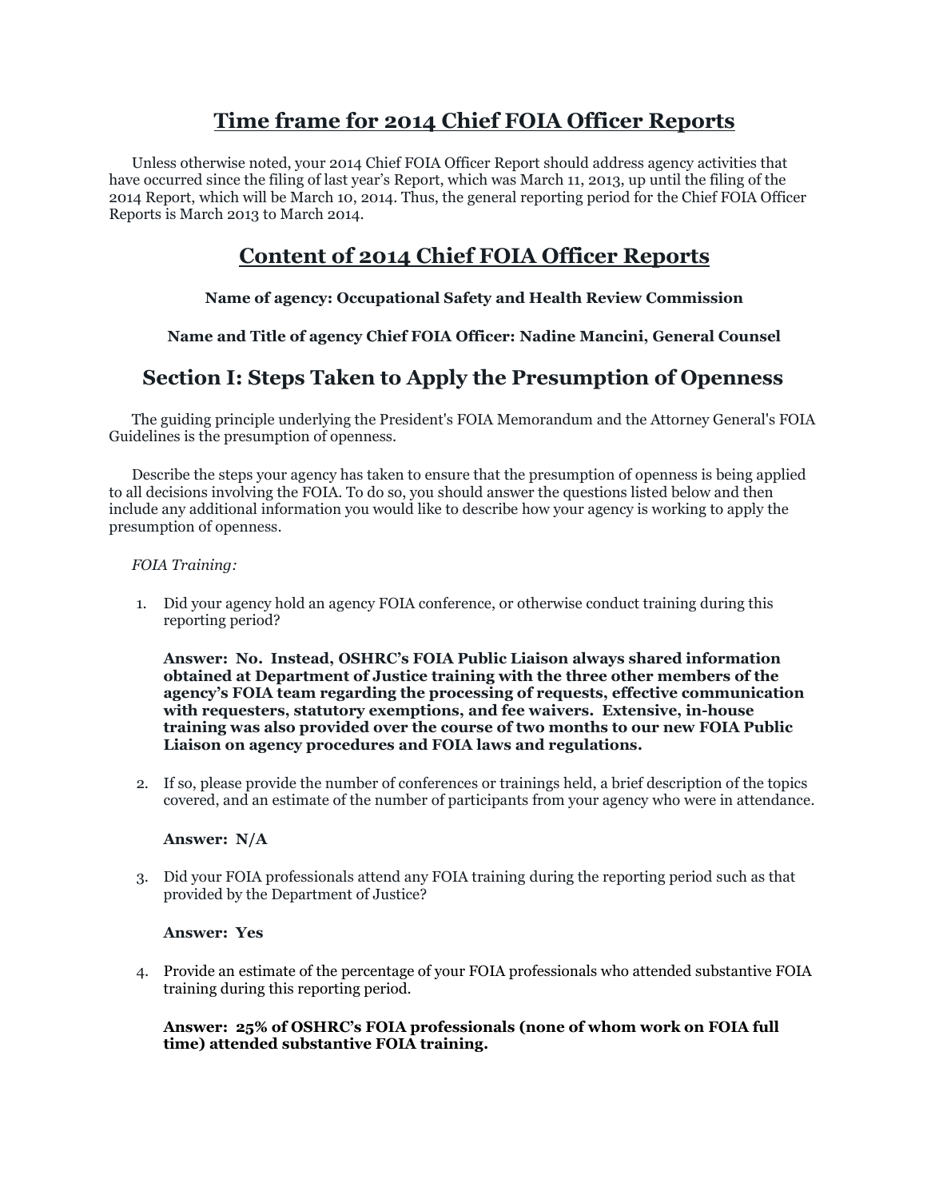# Time frame for 2014 Chief FOIA Officer Reports

Unless otherwise noted, your 2014 Chief FOIA Officer Report should address agency activities that have occurred since the filing of last year's Report, which was March 11, 2013, up until the filing of the 2014 Report, which will be March 10, 2014. Thus, the general reporting period for the Chief FOIA Officer Reports is March 2013 to March 2014.

# Content of 2014 Chief FOIA Officer Reports

**Name of agency: Occupational Safety and Health Review Commission**

**Name and Title of agency Chief FOIA Officer: Nadine Mancini, General Counsel**

## Section I: Steps Taken to Apply the Presumption of Openness

The guiding principle underlying the President's FOIA Memorandum and the Attorney General's FOIA Guidelines is the presumption of openness.

Describe the steps your agency has taken to ensure that the presumption of openness is being applied to all decisions involving the FOIA. To do so, you should answer the questions listed below and then include any additional information you would like to describe how your agency is working to apply the presumption of openness.

*FOIA Training:*

1. Did your agency hold an agency FOIA conference, or otherwise conduct training during this reporting period?

   **Answer: No. Instead, OSHRC's FOIA Public Liaison always shared information obtained at Department of Justice training with the three other members of the agency's FOIA team regarding the processing of requests, effective communication with requesters, statutory exemptions, and fee waivers. Extensive, in-house training was also provided over the course of two months to our new FOIA Public Liaison on agency procedures and FOIA laws and regulations.**

2. If so, please provide the number of conferences or trainings held, a brief description of the topics covered, and an estimate of the number of participants from your agency who were in attendance.

   **Answer: N/A**

3. Did your FOIA professionals attend any FOIA training during the reporting period such as that provided by the Department of Justice?

   **Answer: Yes**

4. Provide an estimate of the percentage of your FOIA professionals who attended substantive FOIA training during this reporting period.

   **Answer: 25% of OSHRC's FOIA professionals (none of whom work on FOIA full time) attended substantive FOIA training.**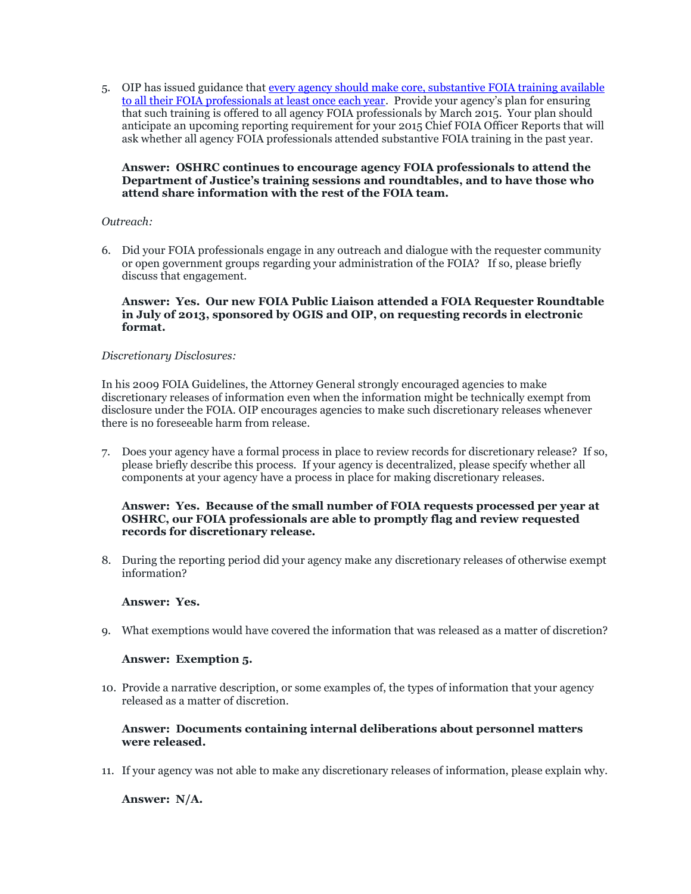5. OIP has issued guidance that [every agency should make core, substantive FOIA training available to all their FOIA professionals at least once each year]. Provide your agency's plan for ensuring that such training is offered to all agency FOIA professionals by March 2015. Your plan should anticipate an upcoming reporting requirement for your 2015 Chief FOIA Officer Reports that will ask whether all agency FOIA professionals attended substantive FOIA training in the past year.

   **Answer: OSHRC continues to encourage agency FOIA professionals to attend the Department of Justice's training sessions and roundtables, and to have those who attend share information with the rest of the FOIA team.**

*Outreach:*

6. Did your FOIA professionals engage in any outreach and dialogue with the requester community or open government groups regarding your administration of the FOIA? If so, please briefly discuss that engagement.

   **Answer: Yes. Our new FOIA Public Liaison attended a FOIA Requester Roundtable in July of 2013, sponsored by OGIS and OIP, on requesting records in electronic format.**

*Discretionary Disclosures:*

In his 2009 FOIA Guidelines, the Attorney General strongly encouraged agencies to make discretionary releases of information even when the information might be technically exempt from disclosure under the FOIA. OIP encourages agencies to make such discretionary releases whenever there is no foreseeable harm from release.

7. Does your agency have a formal process in place to review records for discretionary release? If so, please briefly describe this process. If your agency is decentralized, please specify whether all components at your agency have a process in place for making discretionary releases.

   **Answer: Yes. Because of the small number of FOIA requests processed per year at OSHRC, our FOIA professionals are able to promptly flag and review requested records for discretionary release.**

8. During the reporting period did your agency make any discretionary releases of otherwise exempt information?

   **Answer: Yes.**

9. What exemptions would have covered the information that was released as a matter of discretion?

   **Answer: Exemption 5.**

10. Provide a narrative description, or some examples of, the types of information that your agency released as a matter of discretion.

    **Answer: Documents containing internal deliberations about personnel matters were released.**

11. If your agency was not able to make any discretionary releases of information, please explain why.

    **Answer: N/A.**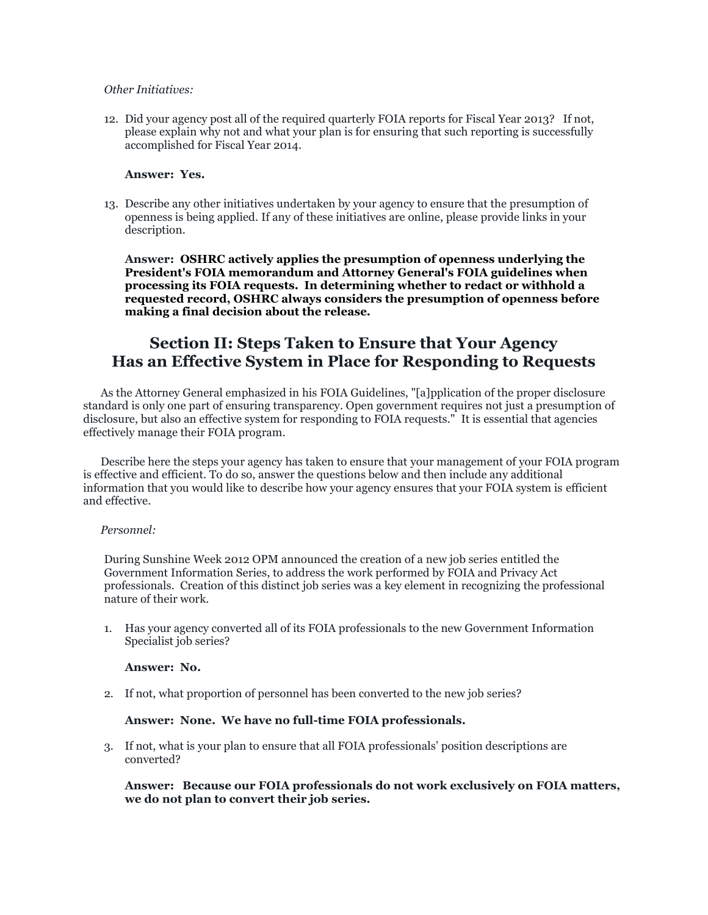*Other Initiatives:*

12. Did your agency post all of the required quarterly FOIA reports for Fiscal Year 2013? If not, please explain why not and what your plan is for ensuring that such reporting is successfully accomplished for Fiscal Year 2014.

    **Answer: Yes.**

13. Describe any other initiatives undertaken by your agency to ensure that the presumption of openness is being applied. If any of these initiatives are online, please provide links in your description.

    **Answer: OSHRC actively applies the presumption of openness underlying the President's FOIA memorandum and Attorney General's FOIA guidelines when processing its FOIA requests. In determining whether to redact or withhold a requested record, OSHRC always considers the presumption of openness before making a final decision about the release.**

## Section II: Steps Taken to Ensure that Your Agency Has an Effective System in Place for Responding to Requests

As the Attorney General emphasized in his FOIA Guidelines, "[a]pplication of the proper disclosure standard is only one part of ensuring transparency. Open government requires not just a presumption of disclosure, but also an effective system for responding to FOIA requests." It is essential that agencies effectively manage their FOIA program.

Describe here the steps your agency has taken to ensure that your management of your FOIA program is effective and efficient. To do so, answer the questions below and then include any additional information that you would like to describe how your agency ensures that your FOIA system is efficient and effective.

*Personnel:*

During Sunshine Week 2012 OPM announced the creation of a new job series entitled the Government Information Series, to address the work performed by FOIA and Privacy Act professionals. Creation of this distinct job series was a key element in recognizing the professional nature of their work.

1. Has your agency converted all of its FOIA professionals to the new Government Information Specialist job series?

   **Answer: No.**

2. If not, what proportion of personnel has been converted to the new job series?

   **Answer: None. We have no full-time FOIA professionals.**

3. If not, what is your plan to ensure that all FOIA professionals' position descriptions are converted?

   **Answer: Because our FOIA professionals do not work exclusively on FOIA matters, we do not plan to convert their job series.**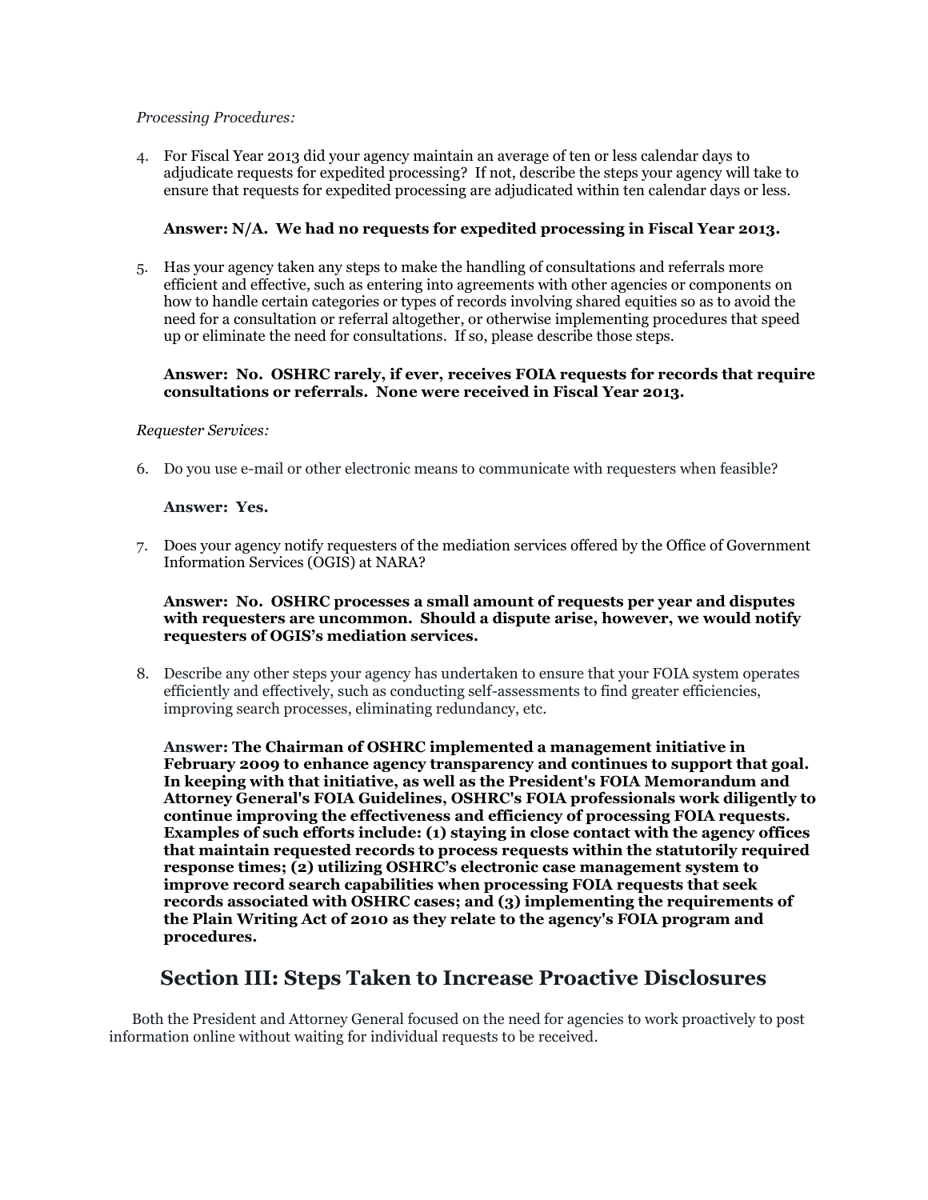*Processing Procedures:*

4. For Fiscal Year 2013 did your agency maintain an average of ten or less calendar days to adjudicate requests for expedited processing? If not, describe the steps your agency will take to ensure that requests for expedited processing are adjudicated within ten calendar days or less.

   **Answer: N/A. We had no requests for expedited processing in Fiscal Year 2013.**

5. Has your agency taken any steps to make the handling of consultations and referrals more efficient and effective, such as entering into agreements with other agencies or components on how to handle certain categories or types of records involving shared equities so as to avoid the need for a consultation or referral altogether, or otherwise implementing procedures that speed up or eliminate the need for consultations. If so, please describe those steps.

   **Answer: No. OSHRC rarely, if ever, receives FOIA requests for records that require consultations or referrals. None were received in Fiscal Year 2013.**

*Requester Services:*

6. Do you use e-mail or other electronic means to communicate with requesters when feasible?

   **Answer: Yes.**

7. Does your agency notify requesters of the mediation services offered by the Office of Government Information Services (OGIS) at NARA?

   **Answer: No. OSHRC processes a small amount of requests per year and disputes with requesters are uncommon. Should a dispute arise, however, we would notify requesters of OGIS's mediation services.**

8. Describe any other steps your agency has undertaken to ensure that your FOIA system operates efficiently and effectively, such as conducting self-assessments to find greater efficiencies, improving search processes, eliminating redundancy, etc.

   **Answer: The Chairman of OSHRC implemented a management initiative in February 2009 to enhance agency transparency and continues to support that goal. In keeping with that initiative, as well as the President's FOIA Memorandum and Attorney General's FOIA Guidelines, OSHRC's FOIA professionals work diligently to continue improving the effectiveness and efficiency of processing FOIA requests. Examples of such efforts include: (1) staying in close contact with the agency offices that maintain requested records to process requests within the statutorily required response times; (2) utilizing OSHRC's electronic case management system to improve record search capabilities when processing FOIA requests that seek records associated with OSHRC cases; and (3) implementing the requirements of the Plain Writing Act of 2010 as they relate to the agency's FOIA program and procedures.**

## Section III: Steps Taken to Increase Proactive Disclosures

Both the President and Attorney General focused on the need for agencies to work proactively to post information online without waiting for individual requests to be received.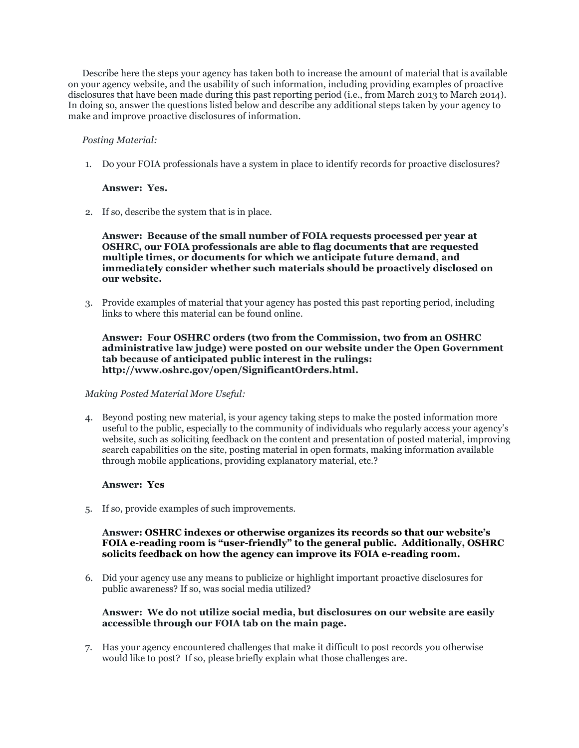Describe here the steps your agency has taken both to increase the amount of material that is available on your agency website, and the usability of such information, including providing examples of proactive disclosures that have been made during this past reporting period (i.e., from March 2013 to March 2014). In doing so, answer the questions listed below and describe any additional steps taken by your agency to make and improve proactive disclosures of information.

*Posting Material:*

1. Do your FOIA professionals have a system in place to identify records for proactive disclosures?

   **Answer: Yes.**

2. If so, describe the system that is in place.

   **Answer: Because of the small number of FOIA requests processed per year at OSHRC, our FOIA professionals are able to flag documents that are requested multiple times, or documents for which we anticipate future demand, and immediately consider whether such materials should be proactively disclosed on our website.**

3. Provide examples of material that your agency has posted this past reporting period, including links to where this material can be found online.

   **Answer: Four OSHRC orders (two from the Commission, two from an OSHRC administrative law judge) were posted on our website under the Open Government tab because of anticipated public interest in the rulings: http://www.oshrc.gov/open/SignificantOrders.html.**

*Making Posted Material More Useful:*

4. Beyond posting new material, is your agency taking steps to make the posted information more useful to the public, especially to the community of individuals who regularly access your agency's website, such as soliciting feedback on the content and presentation of posted material, improving search capabilities on the site, posting material in open formats, making information available through mobile applications, providing explanatory material, etc.?

   **Answer: Yes**

5. If so, provide examples of such improvements.

   **Answer: OSHRC indexes or otherwise organizes its records so that our website's FOIA e-reading room is "user-friendly" to the general public. Additionally, OSHRC solicits feedback on how the agency can improve its FOIA e-reading room.**

6. Did your agency use any means to publicize or highlight important proactive disclosures for public awareness? If so, was social media utilized?

   **Answer: We do not utilize social media, but disclosures on our website are easily accessible through our FOIA tab on the main page.**

7. Has your agency encountered challenges that make it difficult to post records you otherwise would like to post? If so, please briefly explain what those challenges are.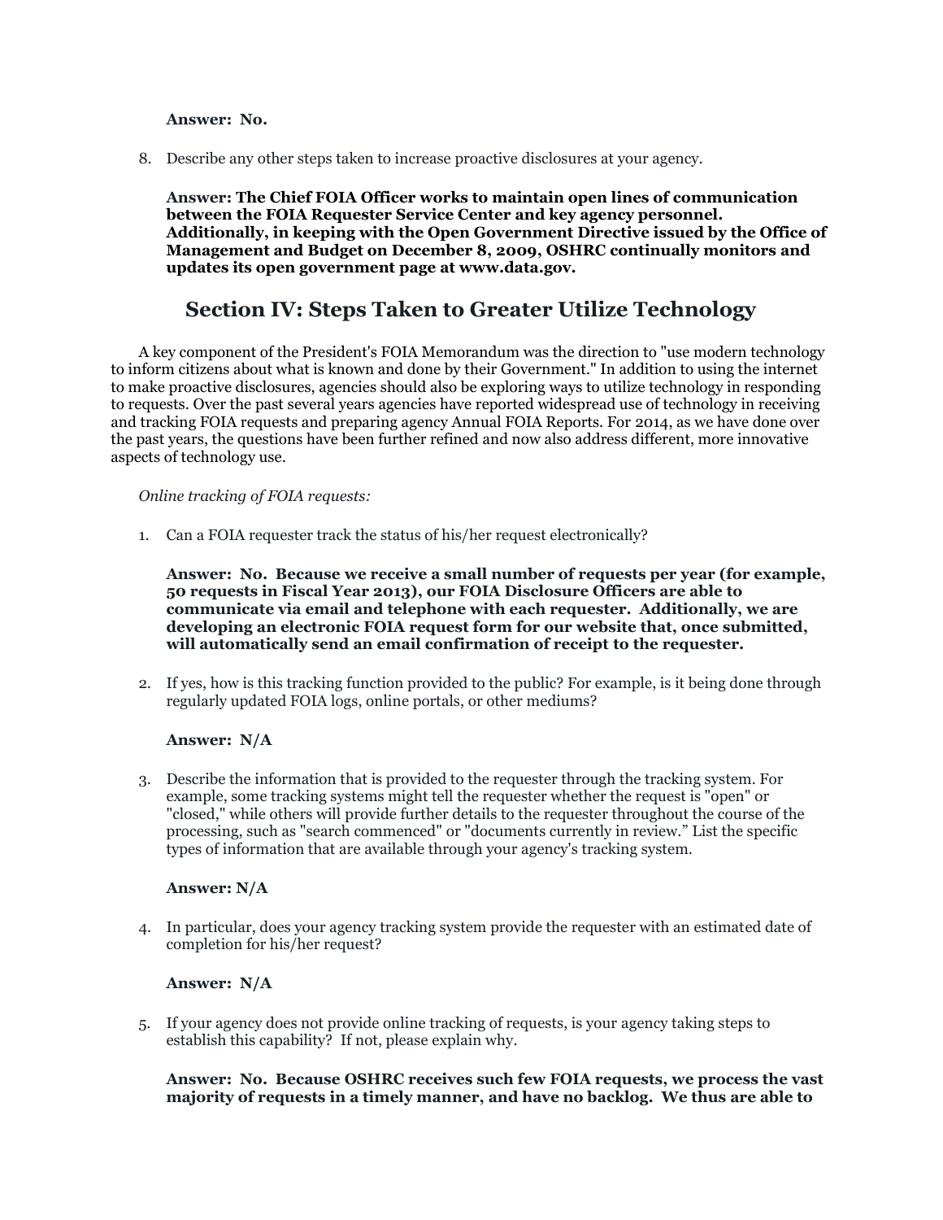**Answer: No.**

8. Describe any other steps taken to increase proactive disclosures at your agency.

   **Answer: The Chief FOIA Officer works to maintain open lines of communication between the FOIA Requester Service Center and key agency personnel. Additionally, in keeping with the Open Government Directive issued by the Office of Management and Budget on December 8, 2009, OSHRC continually monitors and updates its open government page at www.data.gov.**

## Section IV: Steps Taken to Greater Utilize Technology

A key component of the President's FOIA Memorandum was the direction to "use modern technology to inform citizens about what is known and done by their Government." In addition to using the internet to make proactive disclosures, agencies should also be exploring ways to utilize technology in responding to requests. Over the past several years agencies have reported widespread use of technology in receiving and tracking FOIA requests and preparing agency Annual FOIA Reports. For 2014, as we have done over the past years, the questions have been further refined and now also address different, more innovative aspects of technology use.

*Online tracking of FOIA requests:*

1. Can a FOIA requester track the status of his/her request electronically?

   **Answer: No. Because we receive a small number of requests per year (for example, 50 requests in Fiscal Year 2013), our FOIA Disclosure Officers are able to communicate via email and telephone with each requester. Additionally, we are developing an electronic FOIA request form for our website that, once submitted, will automatically send an email confirmation of receipt to the requester.**

2. If yes, how is this tracking function provided to the public? For example, is it being done through regularly updated FOIA logs, online portals, or other mediums?

   **Answer: N/A**

3. Describe the information that is provided to the requester through the tracking system. For example, some tracking systems might tell the requester whether the request is "open" or "closed," while others will provide further details to the requester throughout the course of the processing, such as "search commenced" or "documents currently in review." List the specific types of information that are available through your agency's tracking system.

   **Answer: N/A**

4. In particular, does your agency tracking system provide the requester with an estimated date of completion for his/her request?

   **Answer: N/A**

5. If your agency does not provide online tracking of requests, is your agency taking steps to establish this capability? If not, please explain why.

   **Answer: No. Because OSHRC receives such few FOIA requests, we process the vast majority of requests in a timely manner, and have no backlog. We thus are able to**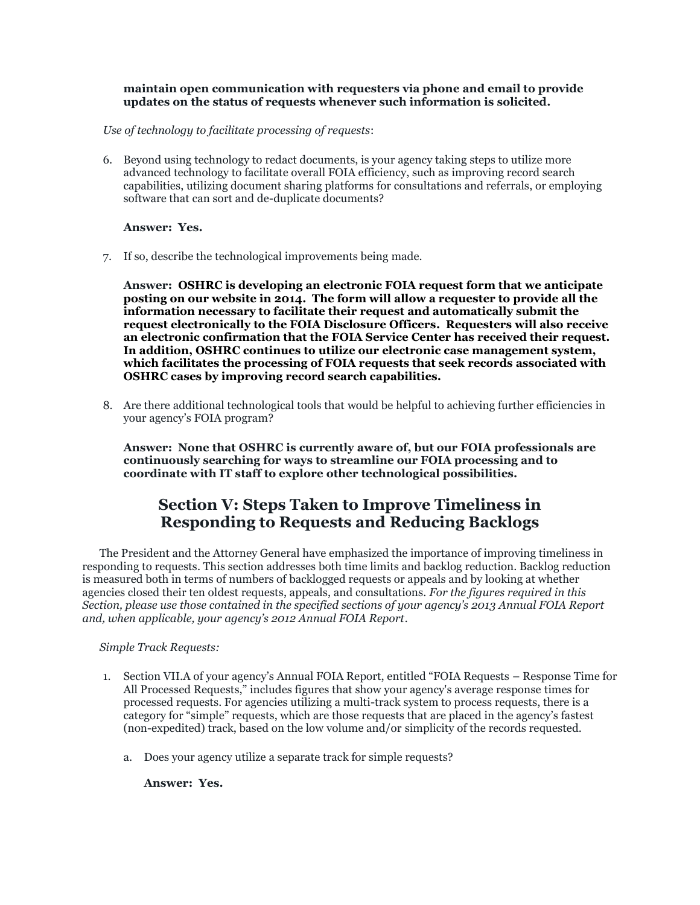**maintain open communication with requesters via phone and email to provide updates on the status of requests whenever such information is solicited.**

*Use of technology to facilitate processing of requests*:

6. Beyond using technology to redact documents, is your agency taking steps to utilize more advanced technology to facilitate overall FOIA efficiency, such as improving record search capabilities, utilizing document sharing platforms for consultations and referrals, or employing software that can sort and de-duplicate documents?

   **Answer: Yes.**

7. If so, describe the technological improvements being made.

   **Answer: OSHRC is developing an electronic FOIA request form that we anticipate posting on our website in 2014. The form will allow a requester to provide all the information necessary to facilitate their request and automatically submit the request electronically to the FOIA Disclosure Officers. Requesters will also receive an electronic confirmation that the FOIA Service Center has received their request. In addition, OSHRC continues to utilize our electronic case management system, which facilitates the processing of FOIA requests that seek records associated with OSHRC cases by improving record search capabilities.**

8. Are there additional technological tools that would be helpful to achieving further efficiencies in your agency's FOIA program?

   **Answer: None that OSHRC is currently aware of, but our FOIA professionals are continuously searching for ways to streamline our FOIA processing and to coordinate with IT staff to explore other technological possibilities.**

## Section V: Steps Taken to Improve Timeliness in Responding to Requests and Reducing Backlogs

The President and the Attorney General have emphasized the importance of improving timeliness in responding to requests. This section addresses both time limits and backlog reduction. Backlog reduction is measured both in terms of numbers of backlogged requests or appeals and by looking at whether agencies closed their ten oldest requests, appeals, and consultations. *For the figures required in this Section, please use those contained in the specified sections of your agency's 2013 Annual FOIA Report and, when applicable, your agency's 2012 Annual FOIA Report*.

*Simple Track Requests:*

1. Section VII.A of your agency's Annual FOIA Report, entitled "FOIA Requests – Response Time for All Processed Requests," includes figures that show your agency's average response times for processed requests. For agencies utilizing a multi-track system to process requests, there is a category for "simple" requests, which are those requests that are placed in the agency's fastest (non-expedited) track, based on the low volume and/or simplicity of the records requested.

   a. Does your agency utilize a separate track for simple requests?

      **Answer: Yes.**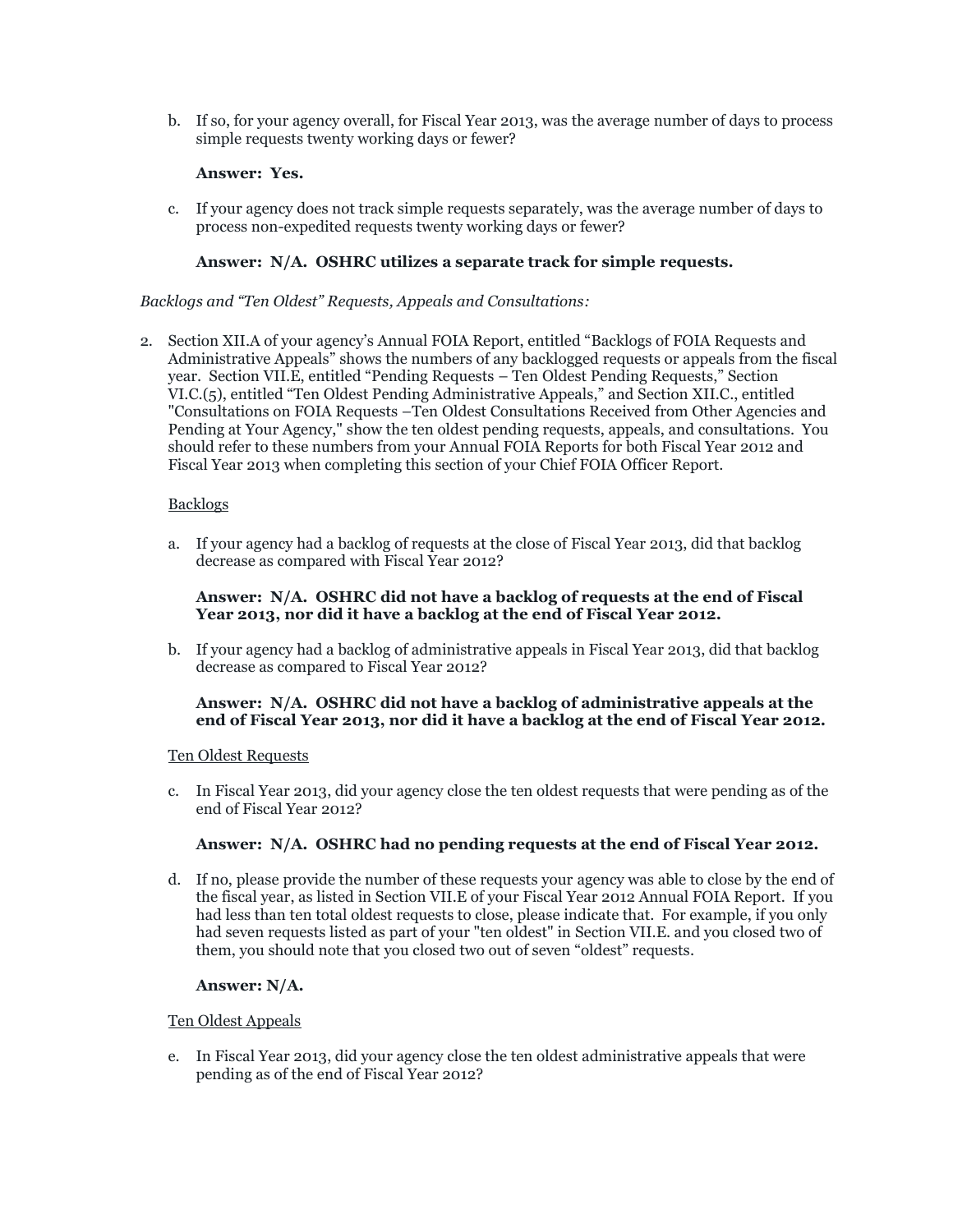b. If so, for your agency overall, for Fiscal Year 2013, was the average number of days to process simple requests twenty working days or fewer?

   **Answer: Yes.**

c. If your agency does not track simple requests separately, was the average number of days to process non-expedited requests twenty working days or fewer?

   **Answer: N/A. OSHRC utilizes a separate track for simple requests.**

*Backlogs and "Ten Oldest" Requests, Appeals and Consultations:*

2. Section XII.A of your agency's Annual FOIA Report, entitled "Backlogs of FOIA Requests and Administrative Appeals" shows the numbers of any backlogged requests or appeals from the fiscal year. Section VII.E, entitled "Pending Requests – Ten Oldest Pending Requests," Section VI.C.(5), entitled "Ten Oldest Pending Administrative Appeals," and Section XII.C., entitled "Consultations on FOIA Requests –Ten Oldest Consultations Received from Other Agencies and Pending at Your Agency," show the ten oldest pending requests, appeals, and consultations. You should refer to these numbers from your Annual FOIA Reports for both Fiscal Year 2012 and Fiscal Year 2013 when completing this section of your Chief FOIA Officer Report.

   Backlogs

   a. If your agency had a backlog of requests at the close of Fiscal Year 2013, did that backlog decrease as compared with Fiscal Year 2012?

      **Answer: N/A. OSHRC did not have a backlog of requests at the end of Fiscal Year 2013, nor did it have a backlog at the end of Fiscal Year 2012.**

   b. If your agency had a backlog of administrative appeals in Fiscal Year 2013, did that backlog decrease as compared to Fiscal Year 2012?

      **Answer: N/A. OSHRC did not have a backlog of administrative appeals at the end of Fiscal Year 2013, nor did it have a backlog at the end of Fiscal Year 2012.**

   Ten Oldest Requests

   c. In Fiscal Year 2013, did your agency close the ten oldest requests that were pending as of the end of Fiscal Year 2012?

      **Answer: N/A. OSHRC had no pending requests at the end of Fiscal Year 2012.**

   d. If no, please provide the number of these requests your agency was able to close by the end of the fiscal year, as listed in Section VII.E of your Fiscal Year 2012 Annual FOIA Report. If you had less than ten total oldest requests to close, please indicate that. For example, if you only had seven requests listed as part of your "ten oldest" in Section VII.E. and you closed two of them, you should note that you closed two out of seven "oldest" requests.

      **Answer: N/A.**

   Ten Oldest Appeals

   e. In Fiscal Year 2013, did your agency close the ten oldest administrative appeals that were pending as of the end of Fiscal Year 2012?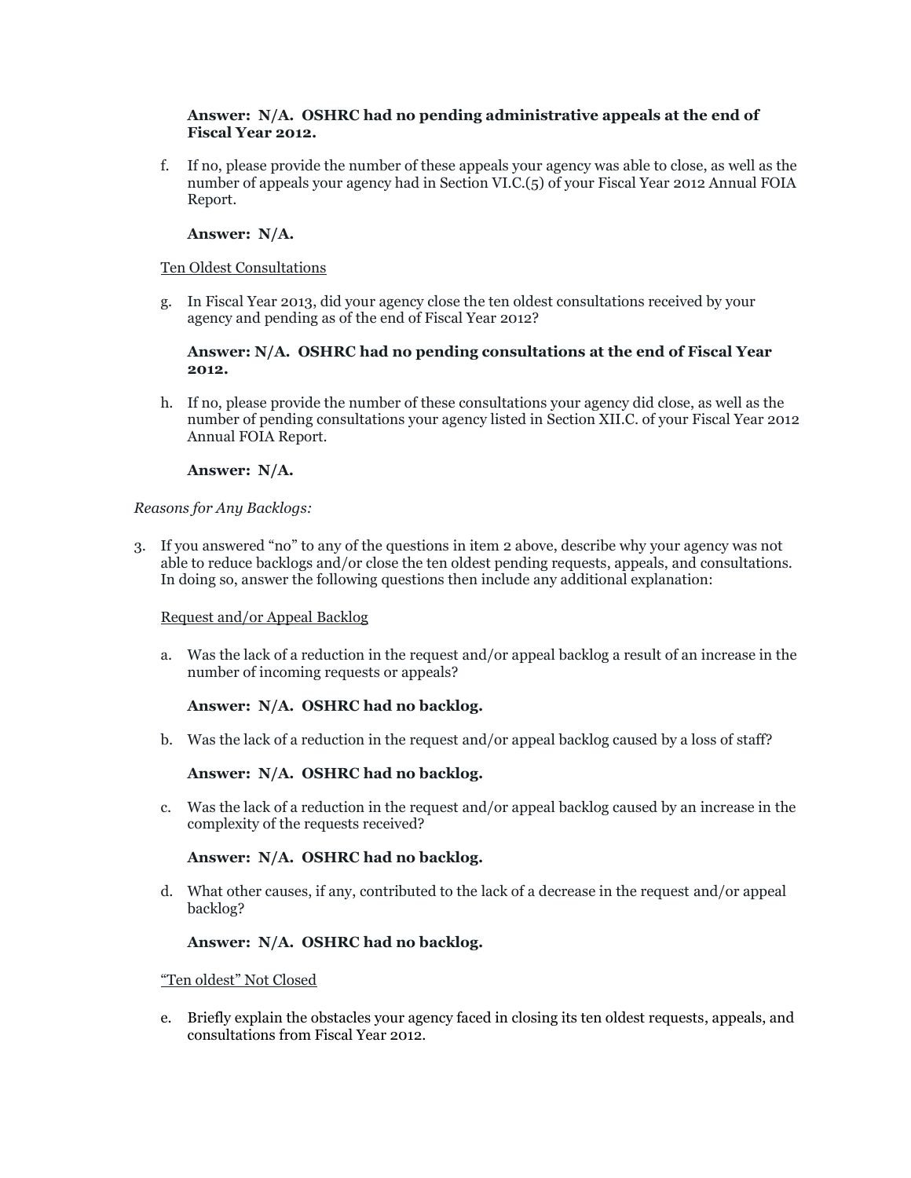**Answer: N/A. OSHRC had no pending administrative appeals at the end of Fiscal Year 2012.**

f. If no, please provide the number of these appeals your agency was able to close, as well as the number of appeals your agency had in Section VI.C.(5) of your Fiscal Year 2012 Annual FOIA Report.

**Answer: N/A.**

Ten Oldest Consultations

g. In Fiscal Year 2013, did your agency close the ten oldest consultations received by your agency and pending as of the end of Fiscal Year 2012?

**Answer: N/A. OSHRC had no pending consultations at the end of Fiscal Year 2012.**

h. If no, please provide the number of these consultations your agency did close, as well as the number of pending consultations your agency listed in Section XII.C. of your Fiscal Year 2012 Annual FOIA Report.

**Answer: N/A.**

*Reasons for Any Backlogs:*

3. If you answered "no" to any of the questions in item 2 above, describe why your agency was not able to reduce backlogs and/or close the ten oldest pending requests, appeals, and consultations. In doing so, answer the following questions then include any additional explanation:

Request and/or Appeal Backlog

a. Was the lack of a reduction in the request and/or appeal backlog a result of an increase in the number of incoming requests or appeals?

**Answer: N/A. OSHRC had no backlog.**

b. Was the lack of a reduction in the request and/or appeal backlog caused by a loss of staff?

**Answer: N/A. OSHRC had no backlog.**

c. Was the lack of a reduction in the request and/or appeal backlog caused by an increase in the complexity of the requests received?

**Answer: N/A. OSHRC had no backlog.**

d. What other causes, if any, contributed to the lack of a decrease in the request and/or appeal backlog?

**Answer: N/A. OSHRC had no backlog.**

"Ten oldest" Not Closed

e. Briefly explain the obstacles your agency faced in closing its ten oldest requests, appeals, and consultations from Fiscal Year 2012.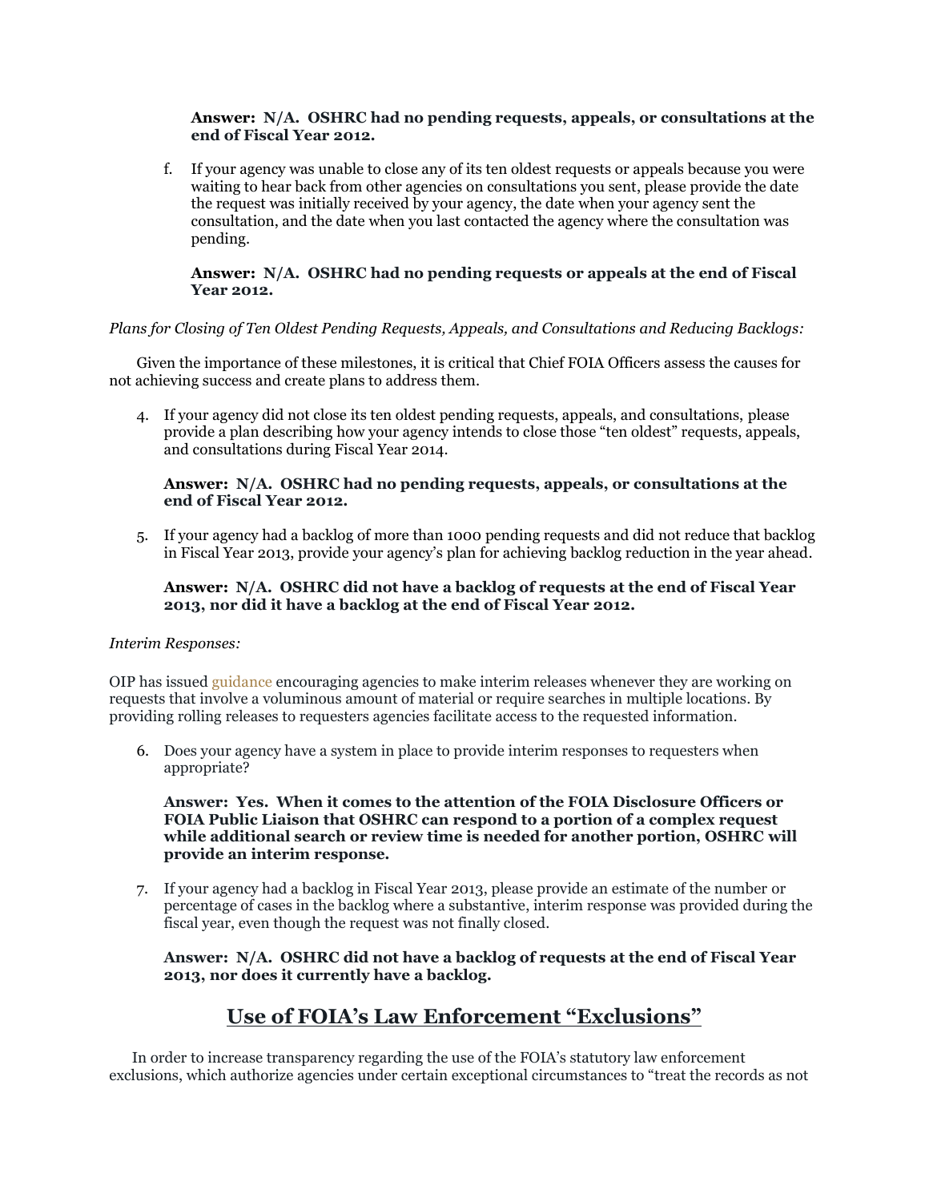**Answer: N/A. OSHRC had no pending requests, appeals, or consultations at the end of Fiscal Year 2012.**

f. If your agency was unable to close any of its ten oldest requests or appeals because you were waiting to hear back from other agencies on consultations you sent, please provide the date the request was initially received by your agency, the date when your agency sent the consultation, and the date when you last contacted the agency where the consultation was pending.

**Answer: N/A. OSHRC had no pending requests or appeals at the end of Fiscal Year 2012.**

*Plans for Closing of Ten Oldest Pending Requests, Appeals, and Consultations and Reducing Backlogs:*

Given the importance of these milestones, it is critical that Chief FOIA Officers assess the causes for not achieving success and create plans to address them.

4. If your agency did not close its ten oldest pending requests, appeals, and consultations, please provide a plan describing how your agency intends to close those "ten oldest" requests, appeals, and consultations during Fiscal Year 2014.

   **Answer: N/A. OSHRC had no pending requests, appeals, or consultations at the end of Fiscal Year 2012.**

5. If your agency had a backlog of more than 1000 pending requests and did not reduce that backlog in Fiscal Year 2013, provide your agency's plan for achieving backlog reduction in the year ahead.

   **Answer: N/A. OSHRC did not have a backlog of requests at the end of Fiscal Year 2013, nor did it have a backlog at the end of Fiscal Year 2012.**

*Interim Responses:*

OIP has issued guidance encouraging agencies to make interim releases whenever they are working on requests that involve a voluminous amount of material or require searches in multiple locations. By providing rolling releases to requesters agencies facilitate access to the requested information.

6. Does your agency have a system in place to provide interim responses to requesters when appropriate?

   **Answer: Yes. When it comes to the attention of the FOIA Disclosure Officers or FOIA Public Liaison that OSHRC can respond to a portion of a complex request while additional search or review time is needed for another portion, OSHRC will provide an interim response.**

7. If your agency had a backlog in Fiscal Year 2013, please provide an estimate of the number or percentage of cases in the backlog where a substantive, interim response was provided during the fiscal year, even though the request was not finally closed.

   **Answer: N/A. OSHRC did not have a backlog of requests at the end of Fiscal Year 2013, nor does it currently have a backlog.**

## Use of FOIA's Law Enforcement "Exclusions"

In order to increase transparency regarding the use of the FOIA's statutory law enforcement exclusions, which authorize agencies under certain exceptional circumstances to "treat the records as not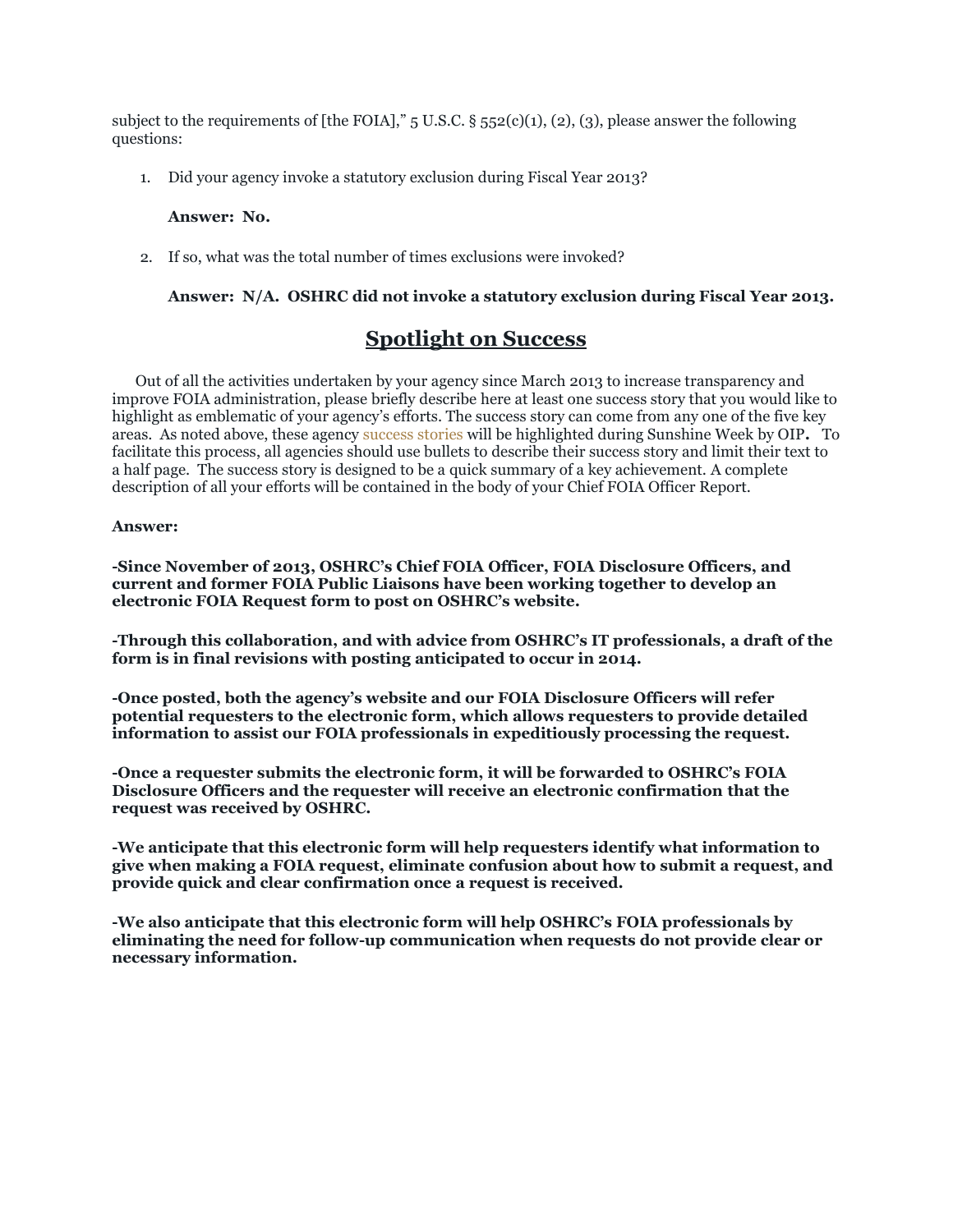subject to the requirements of [the FOIA]," 5 U.S.C. § 552(c)(1), (2), (3), please answer the following questions:

1. Did your agency invoke a statutory exclusion during Fiscal Year 2013?

   **Answer: No.**

2. If so, what was the total number of times exclusions were invoked?

   **Answer: N/A. OSHRC did not invoke a statutory exclusion during Fiscal Year 2013.**

## Spotlight on Success

Out of all the activities undertaken by your agency since March 2013 to increase transparency and improve FOIA administration, please briefly describe here at least one success story that you would like to highlight as emblematic of your agency's efforts. The success story can come from any one of the five key areas. As noted above, these agency success stories will be highlighted during Sunshine Week by OIP**.** To facilitate this process, all agencies should use bullets to describe their success story and limit their text to a half page. The success story is designed to be a quick summary of a key achievement. A complete description of all your efforts will be contained in the body of your Chief FOIA Officer Report.

**Answer:**

**-Since November of 2013, OSHRC's Chief FOIA Officer, FOIA Disclosure Officers, and current and former FOIA Public Liaisons have been working together to develop an electronic FOIA Request form to post on OSHRC's website.**

**-Through this collaboration, and with advice from OSHRC's IT professionals, a draft of the form is in final revisions with posting anticipated to occur in 2014.**

**-Once posted, both the agency's website and our FOIA Disclosure Officers will refer potential requesters to the electronic form, which allows requesters to provide detailed information to assist our FOIA professionals in expeditiously processing the request.**

**-Once a requester submits the electronic form, it will be forwarded to OSHRC's FOIA Disclosure Officers and the requester will receive an electronic confirmation that the request was received by OSHRC.**

**-We anticipate that this electronic form will help requesters identify what information to give when making a FOIA request, eliminate confusion about how to submit a request, and provide quick and clear confirmation once a request is received.**

**-We also anticipate that this electronic form will help OSHRC's FOIA professionals by eliminating the need for follow-up communication when requests do not provide clear or necessary information.**